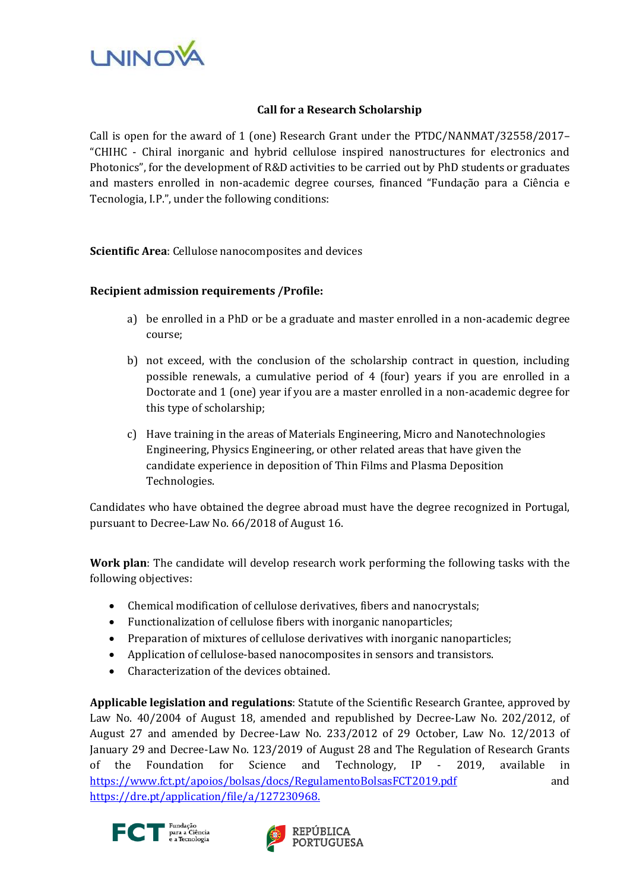# Call for a Research Scholarship

Call is open for the award of 1 (one) Research Grant under the PTDC/NANMAT/32558/2017– "CHIHC - Chiral inorganic and hybrid cellulose inspired nanostructures for electronics and Photonics", for the development of R&D activities to be carried out by PhD students or graduates and masters enrolled in non-academic degree courses, financed "Fundação para a Ciência e Tecnologia, I.P.", under the following conditions:

**Scientific Area**: Cellulose nanocomposites and devices

**Recipient admission requirements /Profile:**

a) be enrolled in a PhD or be a graduate and master enrolled in a non-academic degree course;

b) not exceed, with the conclusion of the scholarship contract in question, including possible renewals, a cumulative period of 4 (four) years if you are enrolled in a Doctorate and 1 (one) year if you are a master enrolled in a non-academic degree for this type of scholarship;

c) Have training in the areas of Materials Engineering, Micro and Nanotechnologies Engineering, Physics Engineering, or other related areas that have given the candidate experience in deposition of Thin Films and Plasma Deposition Technologies.

Candidates who have obtained the degree abroad must have the degree recognized in Portugal, pursuant to Decree-Law No. 66/2018 of August 16.

**Work plan**: The candidate will develop research work performing the following tasks with the following objectives:

- Chemical modification of cellulose derivatives, fibers and nanocrystals;
- Functionalization of cellulose fibers with inorganic nanoparticles;
- Preparation of mixtures of cellulose derivatives with inorganic nanoparticles;
- Application of cellulose-based nanocomposites in sensors and transistors.
- Characterization of the devices obtained.

**Applicable legislation and regulations**: Statute of the Scientific Research Grantee, approved by Law No. 40/2004 of August 18, amended and republished by Decree-Law No. 202/2012, of August 27 and amended by Decree-Law No. 233/2012 of 29 October, Law No. 12/2013 of January 29 and Decree-Law No. 123/2019 of August 28 and The Regulation of Research Grants of the Foundation for Science and Technology, IP - 2019, available in https://www.fct.pt/apoios/bolsas/docs/RegulamentoBolsasFCT2019.pdf and https://dre.pt/application/file/a/127230968.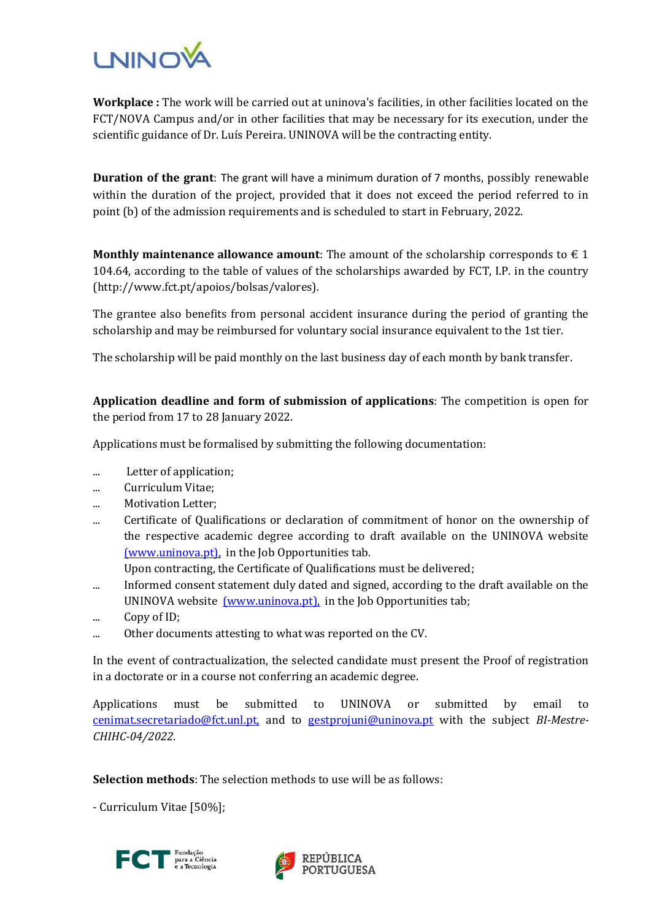**Workplace :** The work will be carried out at uninova's facilities, in other facilities located on the FCT/NOVA Campus and/or in other facilities that may be necessary for its execution, under the scientific guidance of Dr. Luís Pereira. UNINOVA will be the contracting entity.

**Duration of the grant**: The grant will have a minimum duration of 7 months, possibly renewable within the duration of the project, provided that it does not exceed the period referred to in point (b) of the admission requirements and is scheduled to start in February, 2022.

**Monthly maintenance allowance amount**: The amount of the scholarship corresponds to € 1 104.64, according to the table of values of the scholarships awarded by FCT, I.P. in the country (http://www.fct.pt/apoios/bolsas/valores).

The grantee also benefits from personal accident insurance during the period of granting the scholarship and may be reimbursed for voluntary social insurance equivalent to the 1st tier.

The scholarship will be paid monthly on the last business day of each month by bank transfer.

**Application deadline and form of submission of applications**: The competition is open for the period from 17 to 28 January 2022.

Applications must be formalised by submitting the following documentation:

- Letter of application;
- Curriculum Vitae;
- Motivation Letter;
- Certificate of Qualifications or declaration of commitment of honor on the ownership of the respective academic degree according to draft available on the UNINOVA website (www.uninova.pt), in the Job Opportunities tab.
  Upon contracting, the Certificate of Qualifications must be delivered;
- Informed consent statement duly dated and signed, according to the draft available on the UNINOVA website (www.uninova.pt), in the Job Opportunities tab;
- Copy of ID;
- Other documents attesting to what was reported on the CV.

In the event of contractualization, the selected candidate must present the Proof of registration in a doctorate or in a course not conferring an academic degree.

Applications must be submitted to UNINOVA or submitted by email to cenimat.secretariado@fct.unl.pt, and to gestprojuni@uninova.pt with the subject *BI-Mestre-CHIHC-04/2022*.

**Selection methods**: The selection methods to use will be as follows:

- Curriculum Vitae [50%];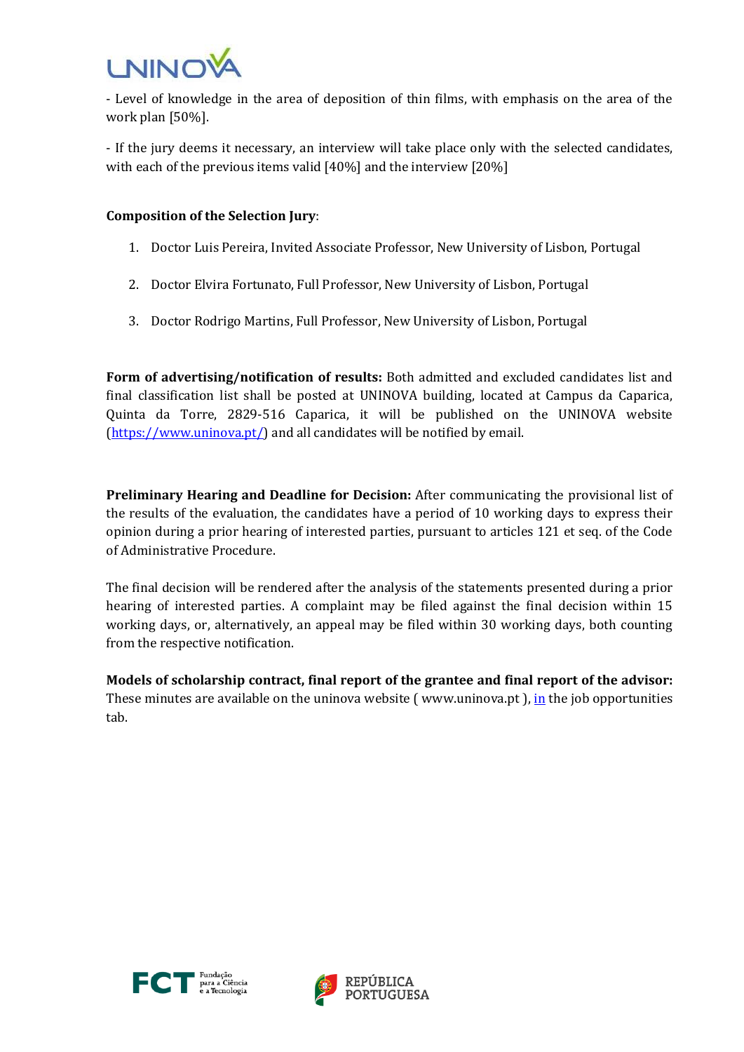- Level of knowledge in the area of deposition of thin films, with emphasis on the area of the work plan [50%].

- If the jury deems it necessary, an interview will take place only with the selected candidates, with each of the previous items valid [40%] and the interview [20%]

**Composition of the Selection Jury**:

1. Doctor Luis Pereira, Invited Associate Professor, New University of Lisbon, Portugal
2. Doctor Elvira Fortunato, Full Professor, New University of Lisbon, Portugal
3. Doctor Rodrigo Martins, Full Professor, New University of Lisbon, Portugal

**Form of advertising/notification of results:** Both admitted and excluded candidates list and final classification list shall be posted at UNINOVA building, located at Campus da Caparica, Quinta da Torre, 2829-516 Caparica, it will be published on the UNINOVA website (https://www.uninova.pt/) and all candidates will be notified by email.

**Preliminary Hearing and Deadline for Decision:** After communicating the provisional list of the results of the evaluation, the candidates have a period of 10 working days to express their opinion during a prior hearing of interested parties, pursuant to articles 121 et seq. of the Code of Administrative Procedure.

The final decision will be rendered after the analysis of the statements presented during a prior hearing of interested parties. A complaint may be filed against the final decision within 15 working days, or, alternatively, an appeal may be filed within 30 working days, both counting from the respective notification.

**Models of scholarship contract, final report of the grantee and final report of the advisor:** These minutes are available on the uninova website ( www.uninova.pt ), in the job opportunities tab.